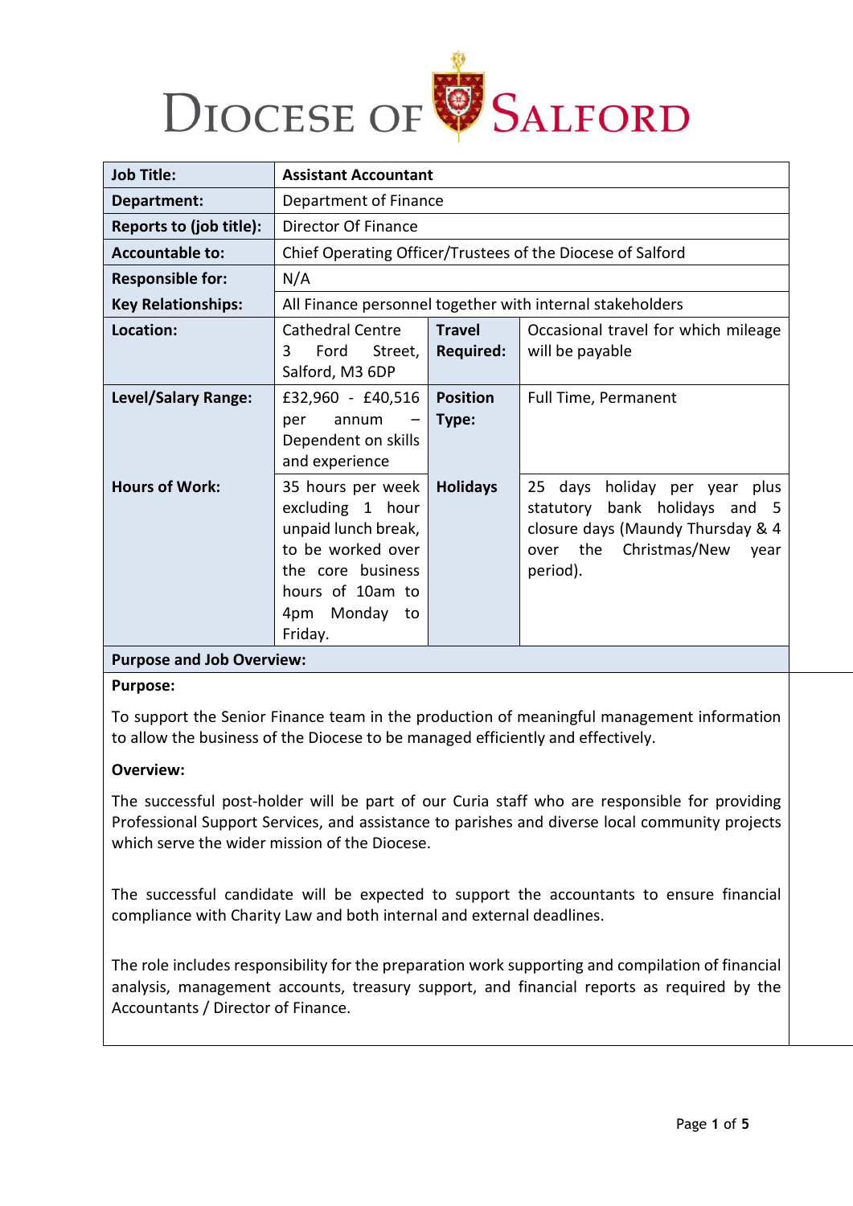# Diocese of Salford

| Job Title: | Assistant Accountant | | |
|---|---|---|---|
| Department: | Department of Finance | | |
| Reports to (job title): | Director Of Finance | | |
| Accountable to: | Chief Operating Officer/Trustees of the Diocese of Salford | | |
| Responsible for: | N/A | | |
| Key Relationships: | All Finance personnel together with internal stakeholders | | |
| Location: | Cathedral Centre 3 Ford Street, Salford, M3 6DP | Travel Required: | Occasional travel for which mileage will be payable |
| Level/Salary Range: | £32,960 - £40,516 per annum – Dependent on skills and experience | Position Type: | Full Time, Permanent |
| Hours of Work: | 35 hours per week excluding 1 hour unpaid lunch break, to be worked over the core business hours of 10am to 4pm Monday to Friday. | Holidays | 25 days holiday per year plus statutory bank holidays and 5 closure days (Maundy Thursday & 4 over the Christmas/New year period). |

**Purpose and Job Overview:**

**Purpose:**

To support the Senior Finance team in the production of meaningful management information to allow the business of the Diocese to be managed efficiently and effectively.

**Overview:**

The successful post-holder will be part of our Curia staff who are responsible for providing Professional Support Services, and assistance to parishes and diverse local community projects which serve the wider mission of the Diocese.

The successful candidate will be expected to support the accountants to ensure financial compliance with Charity Law and both internal and external deadlines.

The role includes responsibility for the preparation work supporting and compilation of financial analysis, management accounts, treasury support, and financial reports as required by the Accountants / Director of Finance.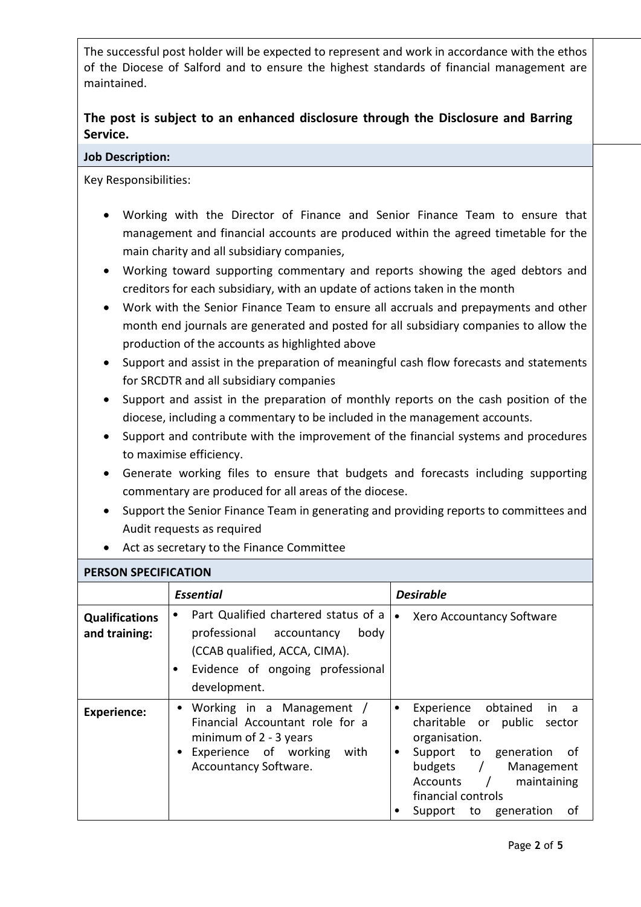The successful post holder will be expected to represent and work in accordance with the ethos of the Diocese of Salford and to ensure the highest standards of financial management are maintained.

**The post is subject to an enhanced disclosure through the Disclosure and Barring Service.**

**Job Description:**

Key Responsibilities:

- Working with the Director of Finance and Senior Finance Team to ensure that management and financial accounts are produced within the agreed timetable for the main charity and all subsidiary companies,
- Working toward supporting commentary and reports showing the aged debtors and creditors for each subsidiary, with an update of actions taken in the month
- Work with the Senior Finance Team to ensure all accruals and prepayments and other month end journals are generated and posted for all subsidiary companies to allow the production of the accounts as highlighted above
- Support and assist in the preparation of meaningful cash flow forecasts and statements for SRCDTR and all subsidiary companies
- Support and assist in the preparation of monthly reports on the cash position of the diocese, including a commentary to be included in the management accounts.
- Support and contribute with the improvement of the financial systems and procedures to maximise efficiency.
- Generate working files to ensure that budgets and forecasts including supporting commentary are produced for all areas of the diocese.
- Support the Senior Finance Team in generating and providing reports to committees and Audit requests as required
- Act as secretary to the Finance Committee

**PERSON SPECIFICATION**

| | ***Essential*** | ***Desirable*** |
|---|---|---|
| **Qualifications and training:** | • Part Qualified chartered status of a professional accountancy body (CCAB qualified, ACCA, CIMA).<br>• Evidence of ongoing professional development. | • Xero Accountancy Software |
| **Experience:** | • Working in a Management / Financial Accountant role for a minimum of 2 - 3 years<br>• Experience of working with Accountancy Software. | • Experience obtained in a charitable or public sector organisation.<br>• Support to generation of budgets / Management Accounts / maintaining financial controls<br>• Support to generation of |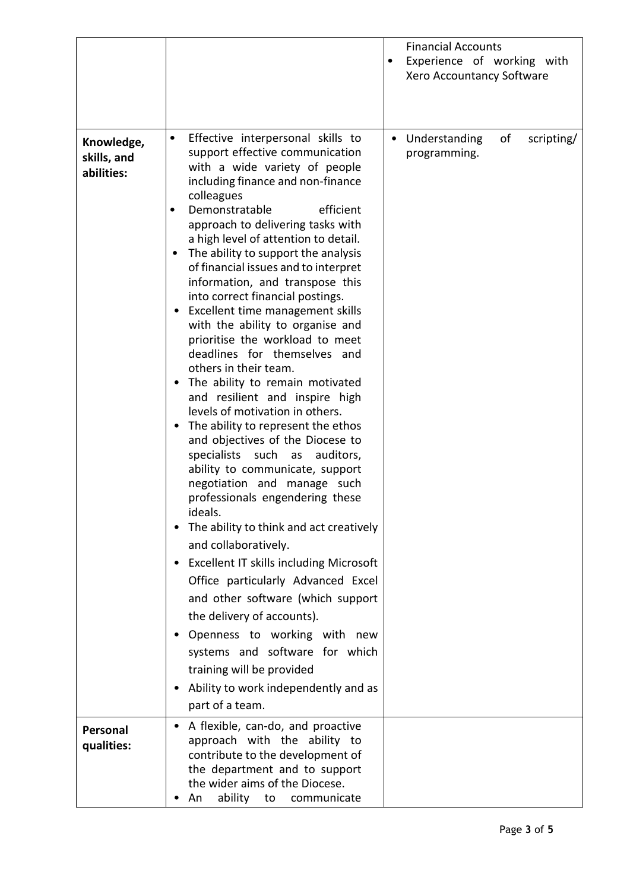| | | |
|---|---|---|
| | | Financial Accounts<br>• Experience of working with Xero Accountancy Software |
| **Knowledge, skills, and abilities:** | • Effective interpersonal skills to support effective communication with a wide variety of people including finance and non-finance colleagues<br>• Demonstratable efficient approach to delivering tasks with a high level of attention to detail.<br>• The ability to support the analysis of financial issues and to interpret information, and transpose this into correct financial postings.<br>• Excellent time management skills with the ability to organise and prioritise the workload to meet deadlines for themselves and others in their team.<br>• The ability to remain motivated and resilient and inspire high levels of motivation in others.<br>• The ability to represent the ethos and objectives of the Diocese to specialists such as auditors, ability to communicate, support negotiation and manage such professionals engendering these ideals.<br>• The ability to think and act creatively and collaboratively.<br>• Excellent IT skills including Microsoft Office particularly Advanced Excel and other software (which support the delivery of accounts).<br>• Openness to working with new systems and software for which training will be provided<br>• Ability to work independently and as part of a team. | • Understanding of scripting/ programming. |
| **Personal qualities:** | • A flexible, can-do, and proactive approach with the ability to contribute to the development of the department and to support the wider aims of the Diocese.<br>• An ability to communicate | |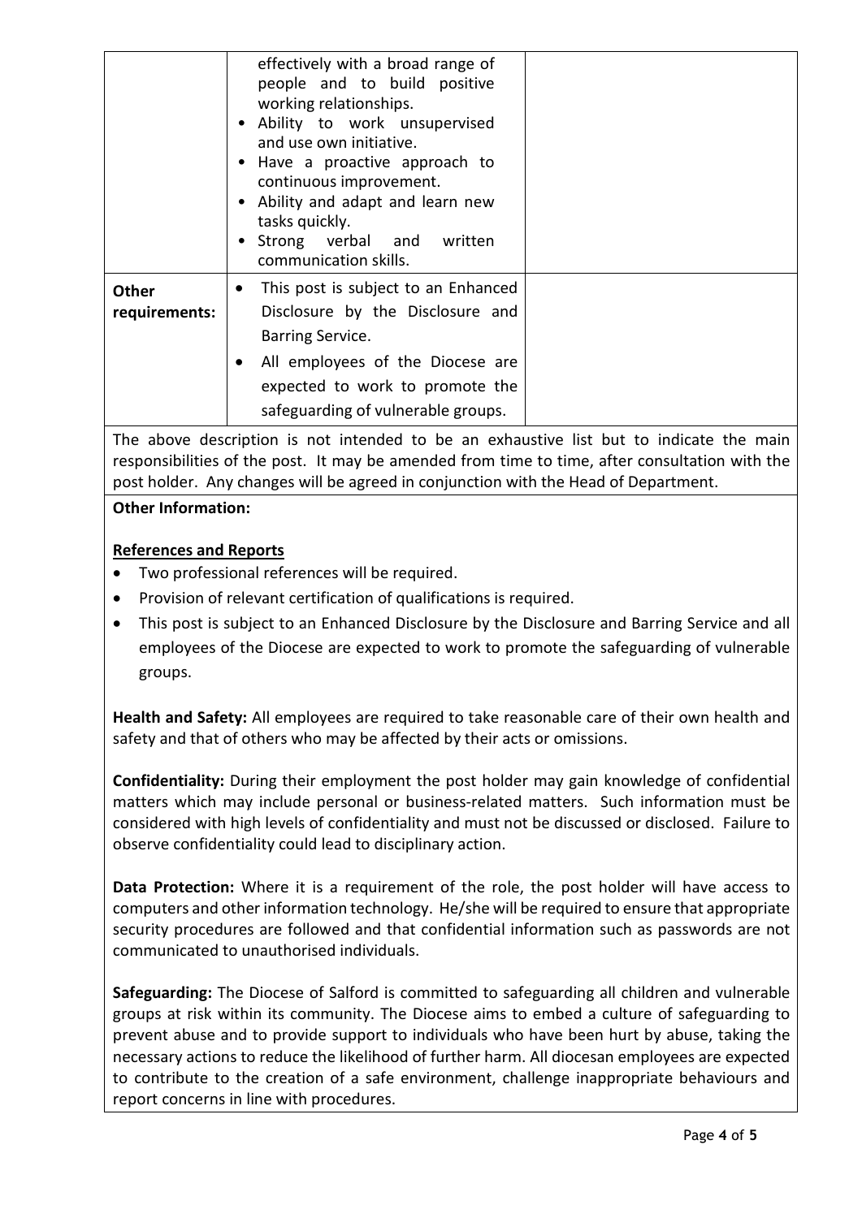| | | |
|---|---|---|
| | effectively with a broad range of people and to build positive working relationships.<br>• Ability to work unsupervised and use own initiative.<br>• Have a proactive approach to continuous improvement.<br>• Ability and adapt and learn new tasks quickly.<br>• Strong verbal and written communication skills. | |
| **Other requirements:** | • This post is subject to an Enhanced Disclosure by the Disclosure and Barring Service.<br>• All employees of the Diocese are expected to work to promote the safeguarding of vulnerable groups. | |

The above description is not intended to be an exhaustive list but to indicate the main responsibilities of the post. It may be amended from time to time, after consultation with the post holder. Any changes will be agreed in conjunction with the Head of Department.

**Other Information:**

**References and Reports**

- Two professional references will be required.
- Provision of relevant certification of qualifications is required.
- This post is subject to an Enhanced Disclosure by the Disclosure and Barring Service and all employees of the Diocese are expected to work to promote the safeguarding of vulnerable groups.

**Health and Safety:** All employees are required to take reasonable care of their own health and safety and that of others who may be affected by their acts or omissions.

**Confidentiality:** During their employment the post holder may gain knowledge of confidential matters which may include personal or business-related matters. Such information must be considered with high levels of confidentiality and must not be discussed or disclosed. Failure to observe confidentiality could lead to disciplinary action.

**Data Protection:** Where it is a requirement of the role, the post holder will have access to computers and other information technology. He/she will be required to ensure that appropriate security procedures are followed and that confidential information such as passwords are not communicated to unauthorised individuals.

**Safeguarding:** The Diocese of Salford is committed to safeguarding all children and vulnerable groups at risk within its community. The Diocese aims to embed a culture of safeguarding to prevent abuse and to provide support to individuals who have been hurt by abuse, taking the necessary actions to reduce the likelihood of further harm. All diocesan employees are expected to contribute to the creation of a safe environment, challenge inappropriate behaviours and report concerns in line with procedures.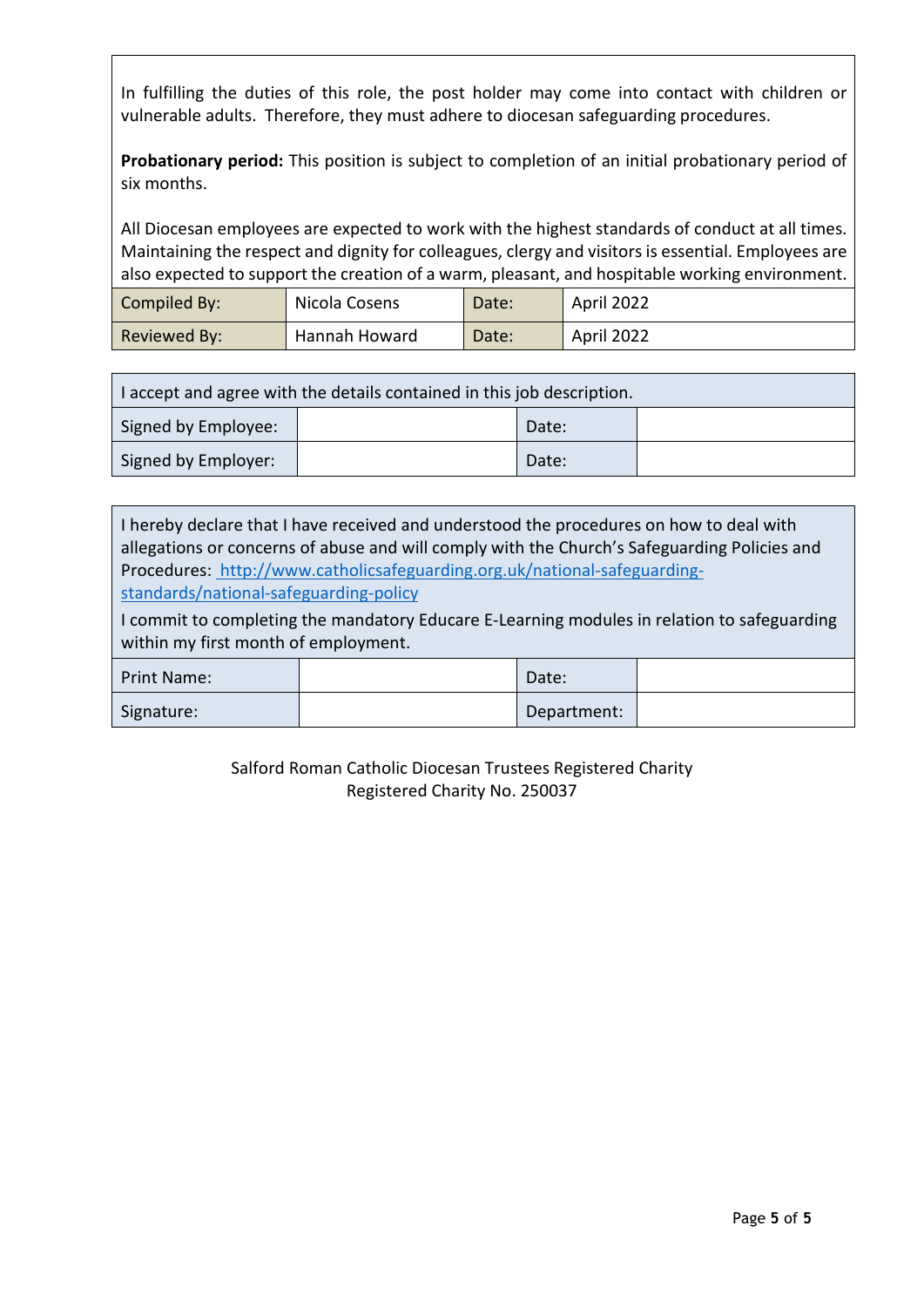In fulfilling the duties of this role, the post holder may come into contact with children or vulnerable adults. Therefore, they must adhere to diocesan safeguarding procedures.

**Probationary period:** This position is subject to completion of an initial probationary period of six months.

All Diocesan employees are expected to work with the highest standards of conduct at all times. Maintaining the respect and dignity for colleagues, clergy and visitors is essential. Employees are also expected to support the creation of a warm, pleasant, and hospitable working environment.

| | | | |
|---|---|---|---|
| Compiled By: | Nicola Cosens | Date: | April 2022 |
| Reviewed By: | Hannah Howard | Date: | April 2022 |

I accept and agree with the details contained in this job description.

| | | | |
|---|---|---|---|
| Signed by Employee: | | Date: | |
| Signed by Employer: | | Date: | |

I hereby declare that I have received and understood the procedures on how to deal with allegations or concerns of abuse and will comply with the Church's Safeguarding Policies and Procedures: http://www.catholicsafeguarding.org.uk/national-safeguarding-standards/national-safeguarding-policy

I commit to completing the mandatory Educare E-Learning modules in relation to safeguarding within my first month of employment.

| | | | |
|---|---|---|---|
| Print Name: | | Date: | |
| Signature: | | Department: | |

Salford Roman Catholic Diocesan Trustees Registered Charity
Registered Charity No. 250037